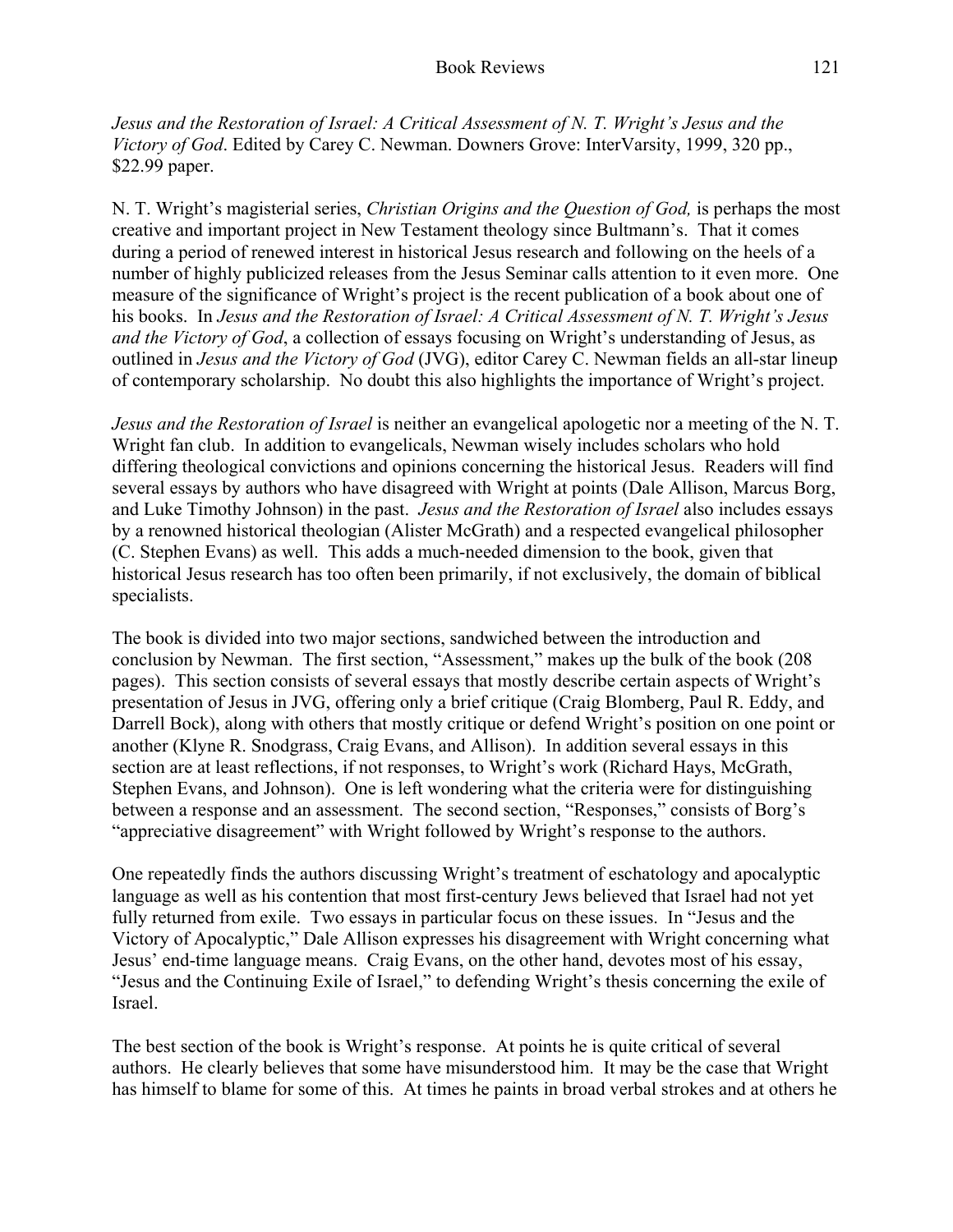*Jesus and the Restoration of Israel: A Critical Assessment of N. T. Wright's Jesus and the Victory of God*. Edited by Carey C. Newman. Downers Grove: InterVarsity, 1999, 320 pp., $22.99 paper.

N. T. Wright's magisterial series, *Christian Origins and the Question of God,* is perhaps the most creative and important project in New Testament theology since Bultmann's. That it comes during a period of renewed interest in historical Jesus research and following on the heels of a number of highly publicized releases from the Jesus Seminar calls attention to it even more. One measure of the significance of Wright's project is the recent publication of a book about one of his books. In *Jesus and the Restoration of Israel: A Critical Assessment of N. T. Wright's Jesus and the Victory of God*, a collection of essays focusing on Wright's understanding of Jesus, as outlined in *Jesus and the Victory of God* (JVG), editor Carey C. Newman fields an all-star lineup of contemporary scholarship. No doubt this also highlights the importance of Wright's project.

*Jesus and the Restoration of Israel* is neither an evangelical apologetic nor a meeting of the N. T. Wright fan club. In addition to evangelicals, Newman wisely includes scholars who hold differing theological convictions and opinions concerning the historical Jesus. Readers will find several essays by authors who have disagreed with Wright at points (Dale Allison, Marcus Borg, and Luke Timothy Johnson) in the past. *Jesus and the Restoration of Israel* also includes essays by a renowned historical theologian (Alister McGrath) and a respected evangelical philosopher (C. Stephen Evans) as well. This adds a much-needed dimension to the book, given that historical Jesus research has too often been primarily, if not exclusively, the domain of biblical specialists.

The book is divided into two major sections, sandwiched between the introduction and conclusion by Newman. The first section, "Assessment," makes up the bulk of the book (208 pages). This section consists of several essays that mostly describe certain aspects of Wright's presentation of Jesus in JVG, offering only a brief critique (Craig Blomberg, Paul R. Eddy, and Darrell Bock), along with others that mostly critique or defend Wright's position on one point or another (Klyne R. Snodgrass, Craig Evans, and Allison). In addition several essays in this section are at least reflections, if not responses, to Wright's work (Richard Hays, McGrath, Stephen Evans, and Johnson). One is left wondering what the criteria were for distinguishing between a response and an assessment. The second section, "Responses," consists of Borg's "appreciative disagreement" with Wright followed by Wright's response to the authors.

One repeatedly finds the authors discussing Wright's treatment of eschatology and apocalyptic language as well as his contention that most first-century Jews believed that Israel had not yet fully returned from exile. Two essays in particular focus on these issues. In "Jesus and the Victory of Apocalyptic," Dale Allison expresses his disagreement with Wright concerning what Jesus' end-time language means. Craig Evans, on the other hand, devotes most of his essay, "Jesus and the Continuing Exile of Israel," to defending Wright's thesis concerning the exile of Israel.

The best section of the book is Wright's response. At points he is quite critical of several authors. He clearly believes that some have misunderstood him. It may be the case that Wright has himself to blame for some of this. At times he paints in broad verbal strokes and at others he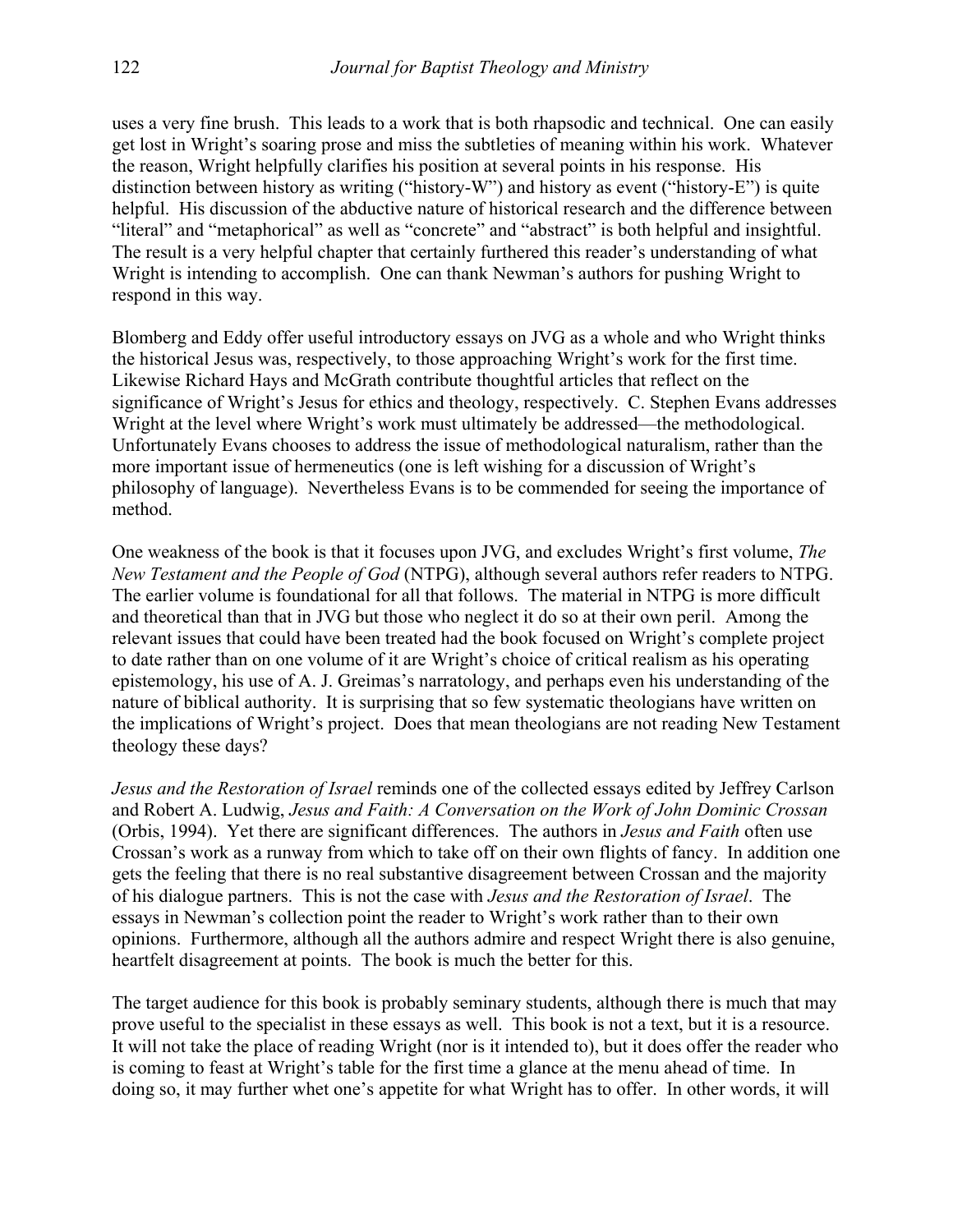uses a very fine brush. This leads to a work that is both rhapsodic and technical. One can easily get lost in Wright's soaring prose and miss the subtleties of meaning within his work. Whatever the reason, Wright helpfully clarifies his position at several points in his response. His distinction between history as writing ("history-W") and history as event ("history-E") is quite helpful. His discussion of the abductive nature of historical research and the difference between "literal" and "metaphorical" as well as "concrete" and "abstract" is both helpful and insightful. The result is a very helpful chapter that certainly furthered this reader's understanding of what Wright is intending to accomplish. One can thank Newman's authors for pushing Wright to respond in this way.

Blomberg and Eddy offer useful introductory essays on JVG as a whole and who Wright thinks the historical Jesus was, respectively, to those approaching Wright's work for the first time. Likewise Richard Hays and McGrath contribute thoughtful articles that reflect on the significance of Wright's Jesus for ethics and theology, respectively. C. Stephen Evans addresses Wright at the level where Wright's work must ultimately be addressed—the methodological. Unfortunately Evans chooses to address the issue of methodological naturalism, rather than the more important issue of hermeneutics (one is left wishing for a discussion of Wright's philosophy of language). Nevertheless Evans is to be commended for seeing the importance of method.

One weakness of the book is that it focuses upon JVG, and excludes Wright's first volume, *The New Testament and the People of God* (NTPG), although several authors refer readers to NTPG. The earlier volume is foundational for all that follows. The material in NTPG is more difficult and theoretical than that in JVG but those who neglect it do so at their own peril. Among the relevant issues that could have been treated had the book focused on Wright's complete project to date rather than on one volume of it are Wright's choice of critical realism as his operating epistemology, his use of A. J. Greimas's narratology, and perhaps even his understanding of the nature of biblical authority. It is surprising that so few systematic theologians have written on the implications of Wright's project. Does that mean theologians are not reading New Testament theology these days?

*Jesus and the Restoration of Israel* reminds one of the collected essays edited by Jeffrey Carlson and Robert A. Ludwig, *Jesus and Faith: A Conversation on the Work of John Dominic Crossan* (Orbis, 1994). Yet there are significant differences. The authors in *Jesus and Faith* often use Crossan's work as a runway from which to take off on their own flights of fancy. In addition one gets the feeling that there is no real substantive disagreement between Crossan and the majority of his dialogue partners. This is not the case with *Jesus and the Restoration of Israel*. The essays in Newman's collection point the reader to Wright's work rather than to their own opinions. Furthermore, although all the authors admire and respect Wright there is also genuine, heartfelt disagreement at points. The book is much the better for this.

The target audience for this book is probably seminary students, although there is much that may prove useful to the specialist in these essays as well. This book is not a text, but it is a resource. It will not take the place of reading Wright (nor is it intended to), but it does offer the reader who is coming to feast at Wright's table for the first time a glance at the menu ahead of time. In doing so, it may further whet one's appetite for what Wright has to offer. In other words, it will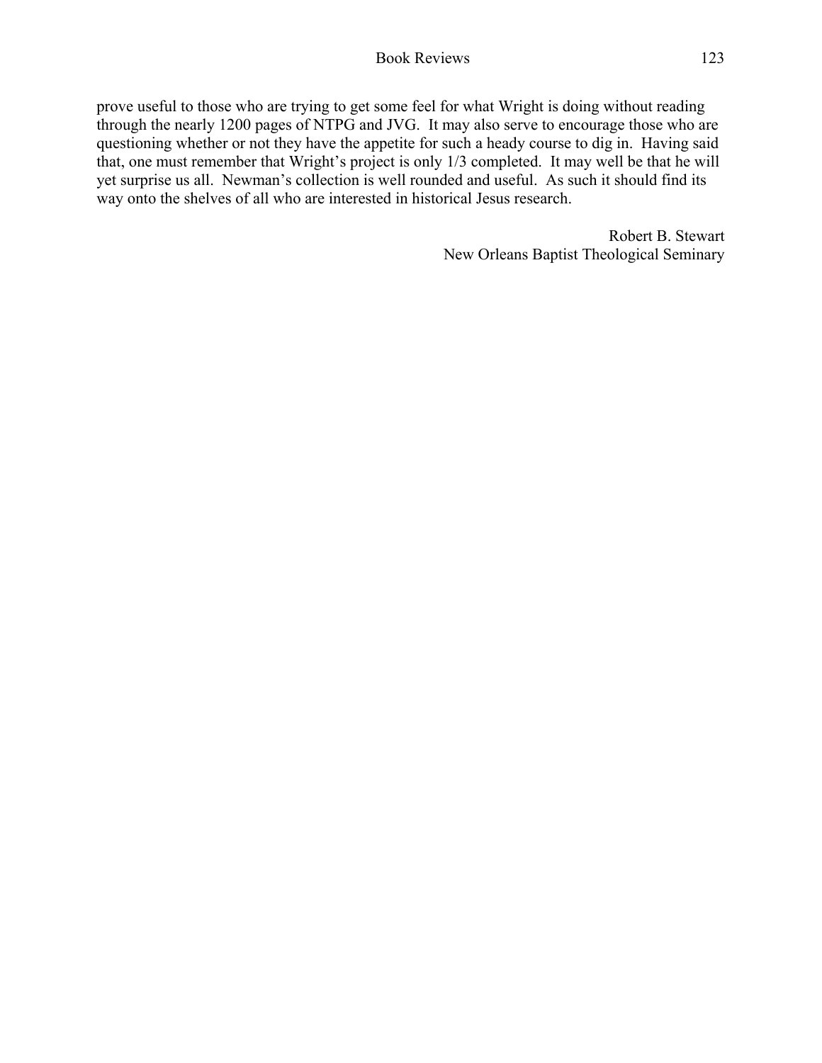prove useful to those who are trying to get some feel for what Wright is doing without reading through the nearly 1200 pages of NTPG and JVG. It may also serve to encourage those who are questioning whether or not they have the appetite for such a heady course to dig in. Having said that, one must remember that Wright's project is only 1/3 completed. It may well be that he will yet surprise us all. Newman's collection is well rounded and useful. As such it should find its way onto the shelves of all who are interested in historical Jesus research.

Robert B. Stewart
New Orleans Baptist Theological Seminary